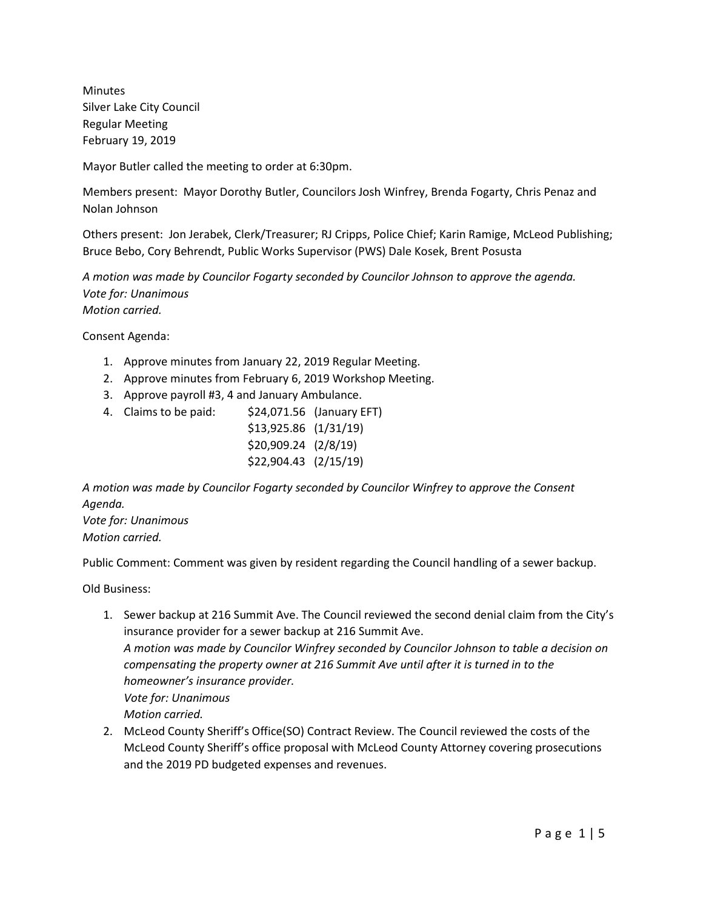Minutes
Silver Lake City Council
Regular Meeting
February 19, 2019

Mayor Butler called the meeting to order at 6:30pm.

Members present: Mayor Dorothy Butler, Councilors Josh Winfrey, Brenda Fogarty, Chris Penaz and Nolan Johnson

Others present: Jon Jerabek, Clerk/Treasurer; RJ Cripps, Police Chief; Karin Ramige, McLeod Publishing; Bruce Bebo, Cory Behrendt, Public Works Supervisor (PWS) Dale Kosek, Brent Posusta

*A motion was made by Councilor Fogarty seconded by Councilor Johnson to approve the agenda.*
*Vote for: Unanimous*
*Motion carried.*

Consent Agenda:

1. Approve minutes from January 22, 2019 Regular Meeting.
2. Approve minutes from February 6, 2019 Workshop Meeting.
3. Approve payroll #3, 4 and January Ambulance.
4. Claims to be paid:
   - $24,071.56 (January EFT)
   - $13,925.86 (1/31/19)
   - $20,909.24 (2/8/19)
   - $22,904.43 (2/15/19)

*A motion was made by Councilor Fogarty seconded by Councilor Winfrey to approve the Consent Agenda.*
*Vote for: Unanimous*
*Motion carried.*

Public Comment: Comment was given by resident regarding the Council handling of a sewer backup.

Old Business:

1. Sewer backup at 216 Summit Ave. The Council reviewed the second denial claim from the City's insurance provider for a sewer backup at 216 Summit Ave.
   *A motion was made by Councilor Winfrey seconded by Councilor Johnson to table a decision on compensating the property owner at 216 Summit Ave until after it is turned in to the homeowner's insurance provider.*
   *Vote for: Unanimous*
   *Motion carried.*
2. McLeod County Sheriff's Office(SO) Contract Review. The Council reviewed the costs of the McLeod County Sheriff's office proposal with McLeod County Attorney covering prosecutions and the 2019 PD budgeted expenses and revenues.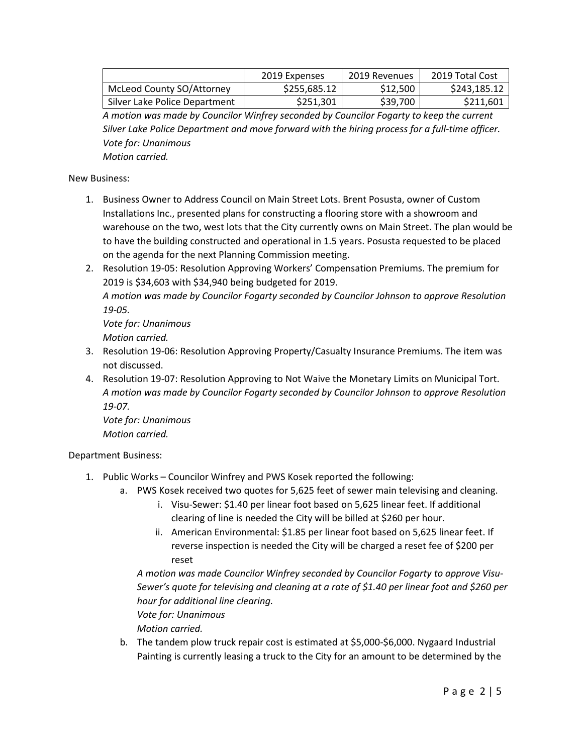| | 2019 Expenses | 2019 Revenues | 2019 Total Cost |
|---|---|---|---|
| McLeod County SO/Attorney | $255,685.12 | $12,500 | $243,185.12 |
| Silver Lake Police Department | $251,301 | $39,700 | $211,601 |

*A motion was made by Councilor Winfrey seconded by Councilor Fogarty to keep the current Silver Lake Police Department and move forward with the hiring process for a full-time officer.*
*Vote for: Unanimous*
*Motion carried.*

New Business:

1. Business Owner to Address Council on Main Street Lots. Brent Posusta, owner of Custom Installations Inc., presented plans for constructing a flooring store with a showroom and warehouse on the two, west lots that the City currently owns on Main Street. The plan would be to have the building constructed and operational in 1.5 years. Posusta requested to be placed on the agenda for the next Planning Commission meeting.
2. Resolution 19-05: Resolution Approving Workers' Compensation Premiums. The premium for 2019 is $34,603 with $34,940 being budgeted for 2019.
   *A motion was made by Councilor Fogarty seconded by Councilor Johnson to approve Resolution 19-05.*
   *Vote for: Unanimous*
   *Motion carried.*
3. Resolution 19-06: Resolution Approving Property/Casualty Insurance Premiums. The item was not discussed.
4. Resolution 19-07: Resolution Approving to Not Waive the Monetary Limits on Municipal Tort.
   *A motion was made by Councilor Fogarty seconded by Councilor Johnson to approve Resolution 19-07.*
   *Vote for: Unanimous*
   *Motion carried.*

Department Business:

1. Public Works – Councilor Winfrey and PWS Kosek reported the following:
   a. PWS Kosek received two quotes for 5,625 feet of sewer main televising and cleaning.
      i. Visu-Sewer: $1.40 per linear foot based on 5,625 linear feet. If additional clearing of line is needed the City will be billed at $260 per hour.
      ii. American Environmental: $1.85 per linear foot based on 5,625 linear feet. If reverse inspection is needed the City will be charged a reset fee of $200 per reset

      *A motion was made Councilor Winfrey seconded by Councilor Fogarty to approve Visu-Sewer's quote for televising and cleaning at a rate of $1.40 per linear foot and $260 per hour for additional line clearing.*
      *Vote for: Unanimous*
      *Motion carried.*
   b. The tandem plow truck repair cost is estimated at $5,000-$6,000. Nygaard Industrial Painting is currently leasing a truck to the City for an amount to be determined by the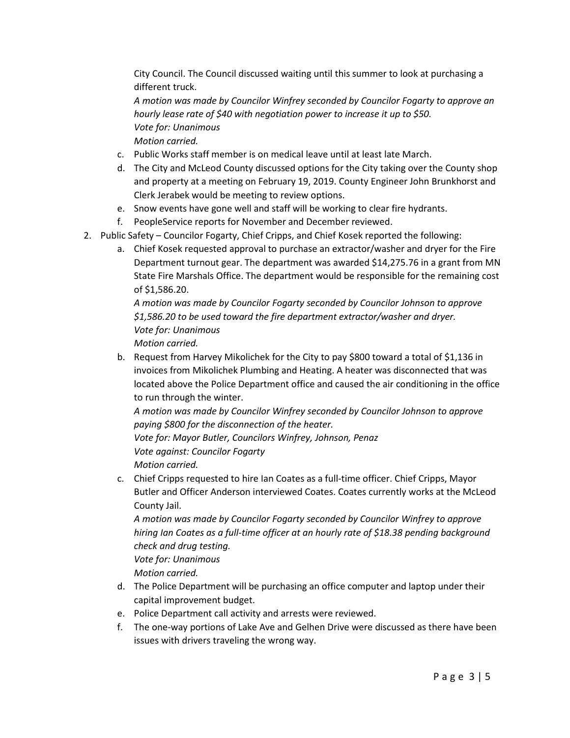City Council. The Council discussed waiting until this summer to look at purchasing a different truck.

*A motion was made by Councilor Winfrey seconded by Councilor Fogarty to approve an hourly lease rate of $40 with negotiation power to increase it up to $50.*
*Vote for: Unanimous*
*Motion carried.*

c. Public Works staff member is on medical leave until at least late March.
d. The City and McLeod County discussed options for the City taking over the County shop and property at a meeting on February 19, 2019. County Engineer John Brunkhorst and Clerk Jerabek would be meeting to review options.
e. Snow events have gone well and staff will be working to clear fire hydrants.
f. PeopleService reports for November and December reviewed.

2. Public Safety – Councilor Fogarty, Chief Cripps, and Chief Kosek reported the following:

   a. Chief Kosek requested approval to purchase an extractor/washer and dryer for the Fire Department turnout gear. The department was awarded $14,275.76 in a grant from MN State Fire Marshals Office. The department would be responsible for the remaining cost of $1,586.20.

      *A motion was made by Councilor Fogarty seconded by Councilor Johnson to approve $1,586.20 to be used toward the fire department extractor/washer and dryer.*
      *Vote for: Unanimous*
      *Motion carried.*

   b. Request from Harvey Mikolichek for the City to pay $800 toward a total of $1,136 in invoices from Mikolichek Plumbing and Heating. A heater was disconnected that was located above the Police Department office and caused the air conditioning in the office to run through the winter.

      *A motion was made by Councilor Winfrey seconded by Councilor Johnson to approve paying $800 for the disconnection of the heater.*
      *Vote for: Mayor Butler, Councilors Winfrey, Johnson, Penaz*
      *Vote against: Councilor Fogarty*
      *Motion carried.*

   c. Chief Cripps requested to hire Ian Coates as a full-time officer. Chief Cripps, Mayor Butler and Officer Anderson interviewed Coates. Coates currently works at the McLeod County Jail.

      *A motion was made by Councilor Fogarty seconded by Councilor Winfrey to approve hiring Ian Coates as a full-time officer at an hourly rate of $18.38 pending background check and drug testing.*
      *Vote for: Unanimous*
      *Motion carried.*

   d. The Police Department will be purchasing an office computer and laptop under their capital improvement budget.
   e. Police Department call activity and arrests were reviewed.
   f. The one-way portions of Lake Ave and Gelhen Drive were discussed as there have been issues with drivers traveling the wrong way.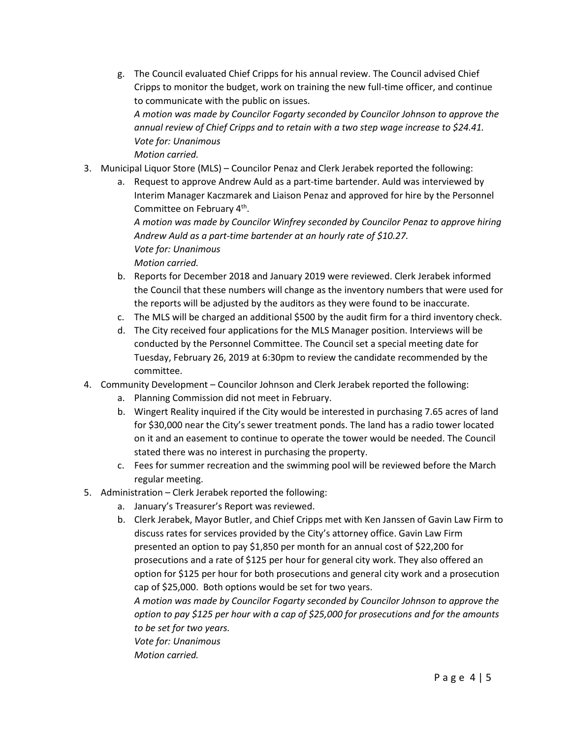g. The Council evaluated Chief Cripps for his annual review. The Council advised Chief Cripps to monitor the budget, work on training the new full-time officer, and continue to communicate with the public on issues.
      *A motion was made by Councilor Fogarty seconded by Councilor Johnson to approve the annual review of Chief Cripps and to retain with a two step wage increase to $24.41.*
      *Vote for: Unanimous*
      *Motion carried.*

3. Municipal Liquor Store (MLS) – Councilor Penaz and Clerk Jerabek reported the following:
   a. Request to approve Andrew Auld as a part-time bartender. Auld was interviewed by Interim Manager Kaczmarek and Liaison Penaz and approved for hire by the Personnel Committee on February 4th.
      *A motion was made by Councilor Winfrey seconded by Councilor Penaz to approve hiring Andrew Auld as a part-time bartender at an hourly rate of $10.27.*
      *Vote for: Unanimous*
      *Motion carried.*
   b. Reports for December 2018 and January 2019 were reviewed. Clerk Jerabek informed the Council that these numbers will change as the inventory numbers that were used for the reports will be adjusted by the auditors as they were found to be inaccurate.
   c. The MLS will be charged an additional $500 by the audit firm for a third inventory check.
   d. The City received four applications for the MLS Manager position. Interviews will be conducted by the Personnel Committee. The Council set a special meeting date for Tuesday, February 26, 2019 at 6:30pm to review the candidate recommended by the committee.

4. Community Development – Councilor Johnson and Clerk Jerabek reported the following:
   a. Planning Commission did not meet in February.
   b. Wingert Reality inquired if the City would be interested in purchasing 7.65 acres of land for $30,000 near the City's sewer treatment ponds. The land has a radio tower located on it and an easement to continue to operate the tower would be needed. The Council stated there was no interest in purchasing the property.
   c. Fees for summer recreation and the swimming pool will be reviewed before the March regular meeting.

5. Administration – Clerk Jerabek reported the following:
   a. January's Treasurer's Report was reviewed.
   b. Clerk Jerabek, Mayor Butler, and Chief Cripps met with Ken Janssen of Gavin Law Firm to discuss rates for services provided by the City's attorney office. Gavin Law Firm presented an option to pay $1,850 per month for an annual cost of $22,200 for prosecutions and a rate of $125 per hour for general city work. They also offered an option for $125 per hour for both prosecutions and general city work and a prosecution cap of $25,000. Both options would be set for two years.
      *A motion was made by Councilor Fogarty seconded by Councilor Johnson to approve the option to pay $125 per hour with a cap of $25,000 for prosecutions and for the amounts to be set for two years.*
      *Vote for: Unanimous*
      *Motion carried.*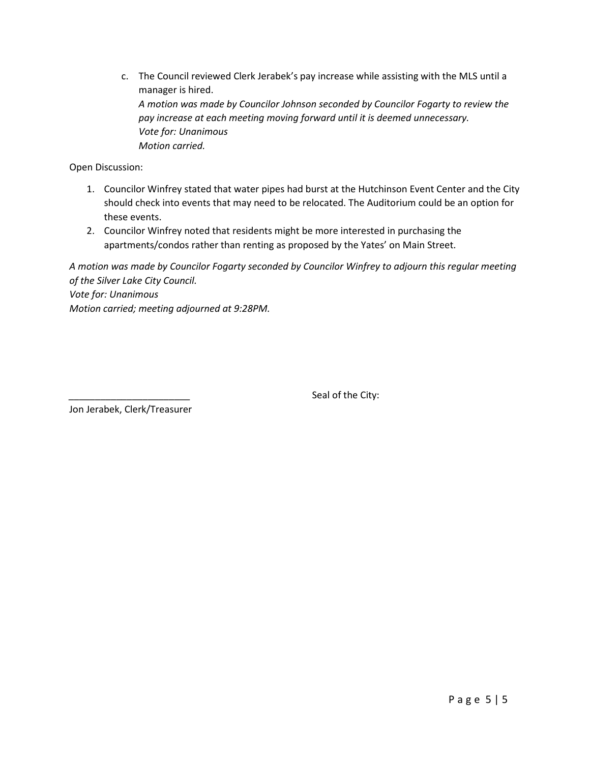c. The Council reviewed Clerk Jerabek's pay increase while assisting with the MLS until a manager is hired.
   *A motion was made by Councilor Johnson seconded by Councilor Fogarty to review the pay increase at each meeting moving forward until it is deemed unnecessary.*
   *Vote for: Unanimous*
   *Motion carried.*

Open Discussion:

1. Councilor Winfrey stated that water pipes had burst at the Hutchinson Event Center and the City should check into events that may need to be relocated. The Auditorium could be an option for these events.
2. Councilor Winfrey noted that residents might be more interested in purchasing the apartments/condos rather than renting as proposed by the Yates' on Main Street.

*A motion was made by Councilor Fogarty seconded by Councilor Winfrey to adjourn this regular meeting of the Silver Lake City Council.*
*Vote for: Unanimous*
*Motion carried; meeting adjourned at 9:28PM.*

_______________________ Seal of the City:

Jon Jerabek, Clerk/Treasurer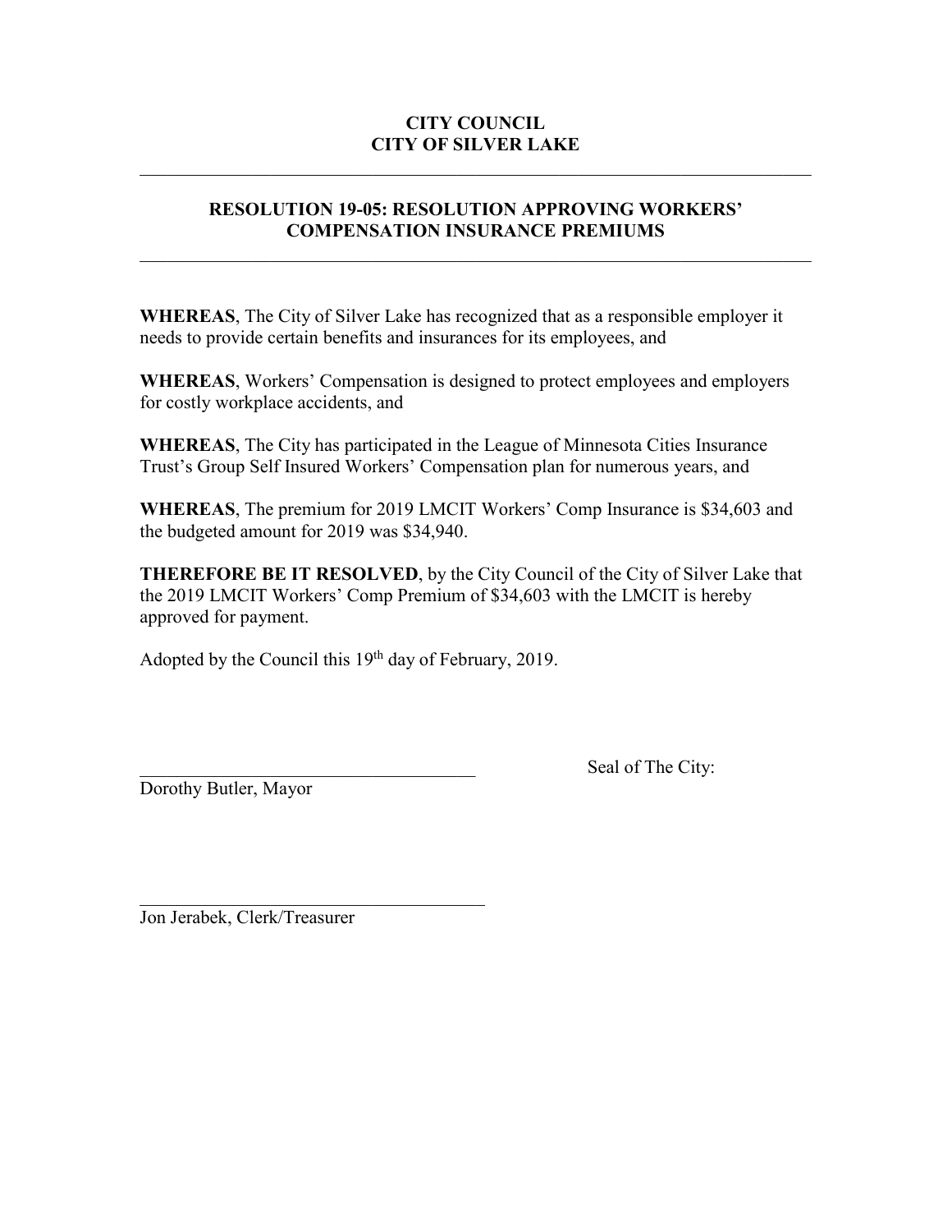**CITY COUNCIL**
**CITY OF SILVER LAKE**

---

## RESOLUTION 19-05: RESOLUTION APPROVING WORKERS' COMPENSATION INSURANCE PREMIUMS

---

**WHEREAS**, The City of Silver Lake has recognized that as a responsible employer it needs to provide certain benefits and insurances for its employees, and

**WHEREAS**, Workers' Compensation is designed to protect employees and employers for costly workplace accidents, and

**WHEREAS**, The City has participated in the League of Minnesota Cities Insurance Trust's Group Self Insured Workers' Compensation plan for numerous years, and

**WHEREAS**, The premium for 2019 LMCIT Workers' Comp Insurance is $34,603 and the budgeted amount for 2019 was $34,940.

**THEREFORE BE IT RESOLVED**, by the City Council of the City of Silver Lake that the 2019 LMCIT Workers' Comp Premium of $34,603 with the LMCIT is hereby approved for payment.

Adopted by the Council this 19th day of February, 2019.

______________________________________ Seal of The City:

Dorothy Butler, Mayor

______________________________________

Jon Jerabek, Clerk/Treasurer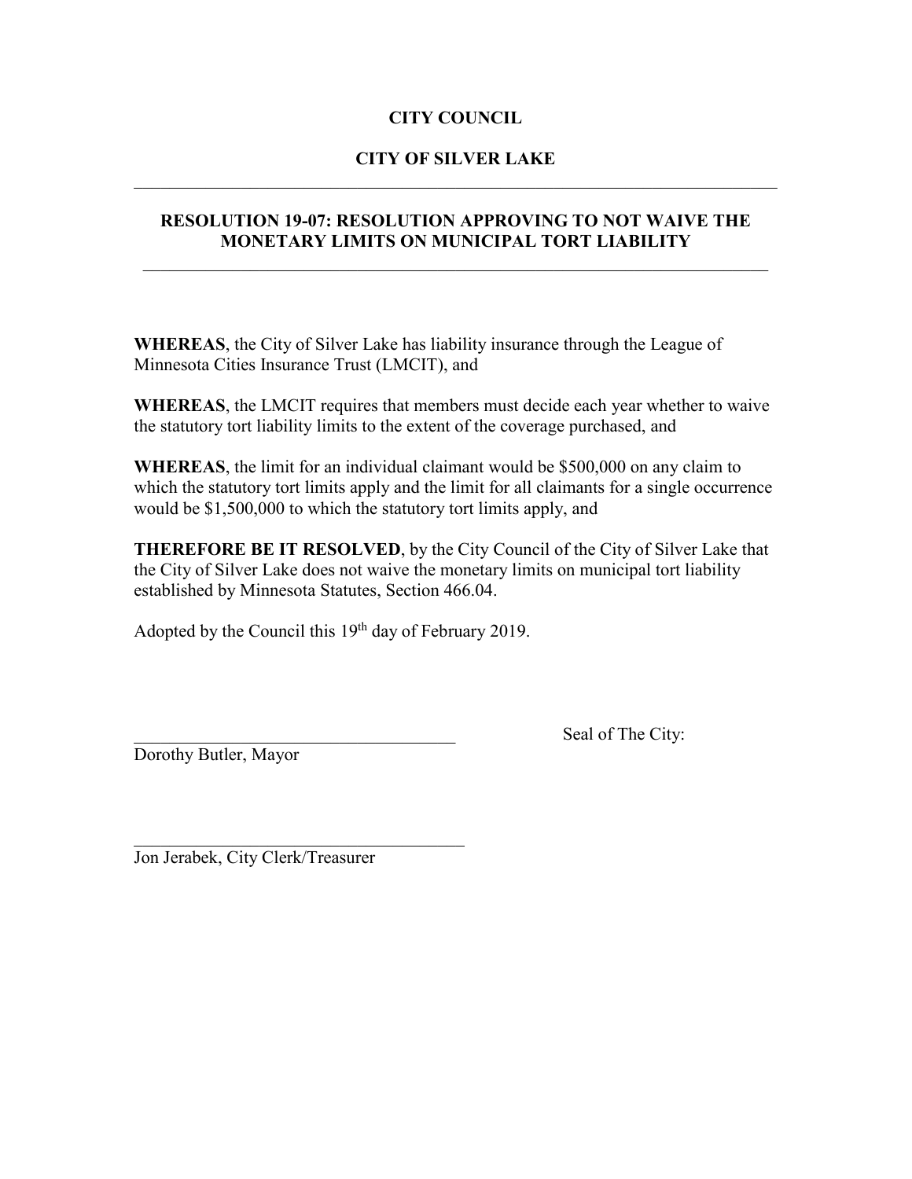**CITY COUNCIL**

**CITY OF SILVER LAKE**

---

# RESOLUTION 19-07: RESOLUTION APPROVING TO NOT WAIVE THE MONETARY LIMITS ON MUNICIPAL TORT LIABILITY

---

**WHEREAS**, the City of Silver Lake has liability insurance through the League of Minnesota Cities Insurance Trust (LMCIT), and

**WHEREAS**, the LMCIT requires that members must decide each year whether to waive the statutory tort liability limits to the extent of the coverage purchased, and

**WHEREAS**, the limit for an individual claimant would be $500,000 on any claim to which the statutory tort limits apply and the limit for all claimants for a single occurrence would be $1,500,000 to which the statutory tort limits apply, and

**THEREFORE BE IT RESOLVED**, by the City Council of the City of Silver Lake that the City of Silver Lake does not waive the monetary limits on municipal tort liability established by Minnesota Statutes, Section 466.04.

Adopted by the Council this 19th day of February 2019.

_____________________________________
Dorothy Butler, Mayor

Seal of The City:

_____________________________________
Jon Jerabek, City Clerk/Treasurer